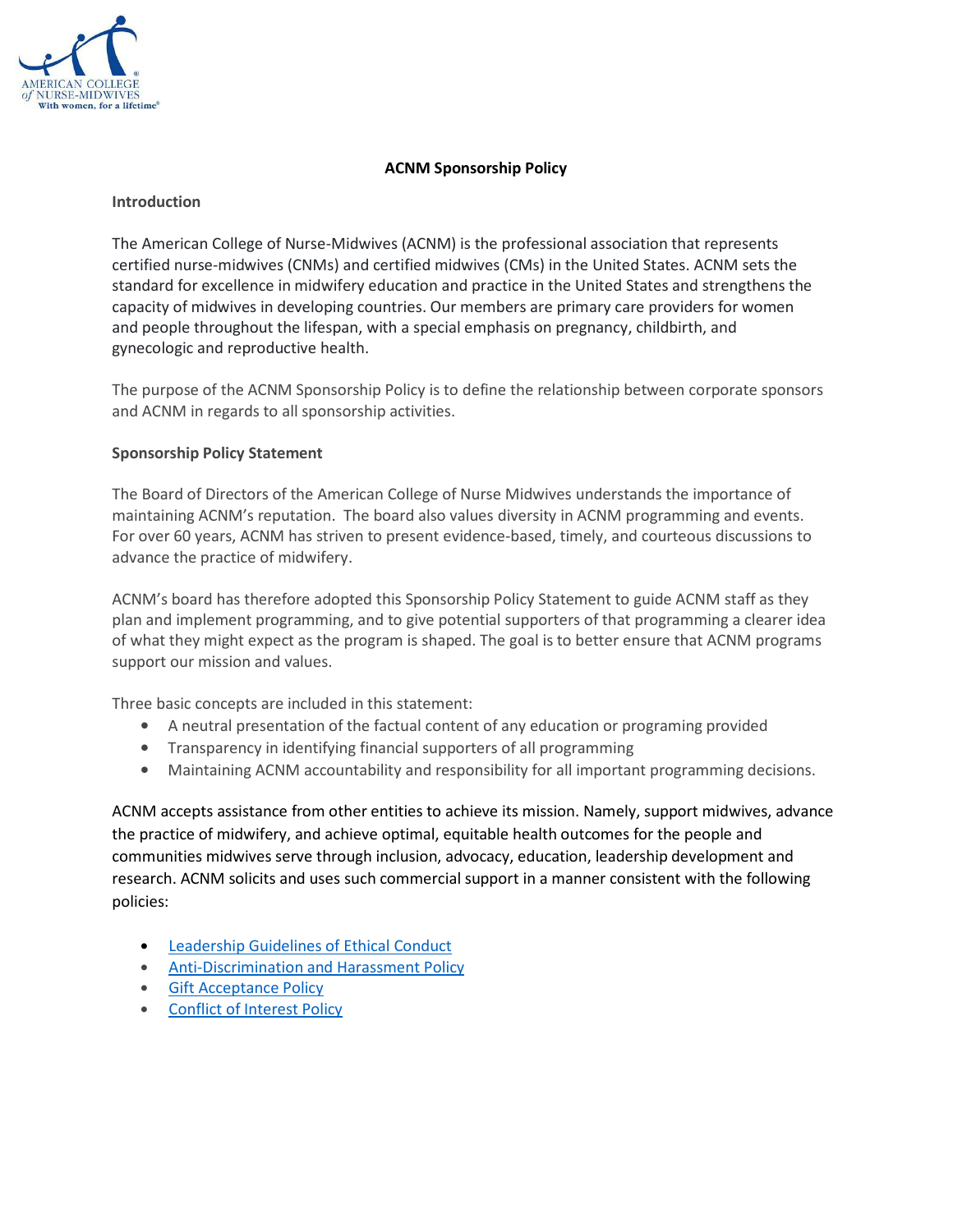# ACNM Sponsorship Policy

## Introduction

The American College of Nurse-Midwives (ACNM) is the professional association that represents certified nurse-midwives (CNMs) and certified midwives (CMs) in the United States. ACNM sets the standard for excellence in midwifery education and practice in the United States and strengthens the capacity of midwives in developing countries. Our members are primary care providers for women and people throughout the lifespan, with a special emphasis on pregnancy, childbirth, and gynecologic and reproductive health.

The purpose of the ACNM Sponsorship Policy is to define the relationship between corporate sponsors and ACNM in regards to all sponsorship activities.

## Sponsorship Policy Statement

The Board of Directors of the American College of Nurse Midwives understands the importance of maintaining ACNM's reputation. The board also values diversity in ACNM programming and events. For over 60 years, ACNM has striven to present evidence-based, timely, and courteous discussions to advance the practice of midwifery.

ACNM's board has therefore adopted this Sponsorship Policy Statement to guide ACNM staff as they plan and implement programming, and to give potential supporters of that programming a clearer idea of what they might expect as the program is shaped. The goal is to better ensure that ACNM programs support our mission and values.

Three basic concepts are included in this statement:

- A neutral presentation of the factual content of any education or programing provided
- Transparency in identifying financial supporters of all programming
- Maintaining ACNM accountability and responsibility for all important programming decisions.

ACNM accepts assistance from other entities to achieve its mission. Namely, support midwives, advance the practice of midwifery, and achieve optimal, equitable health outcomes for the people and communities midwives serve through inclusion, advocacy, education, leadership development and research. ACNM solicits and uses such commercial support in a manner consistent with the following policies:

- Leadership Guidelines of Ethical Conduct
- Anti-Discrimination and Harassment Policy
- Gift Acceptance Policy
- Conflict of Interest Policy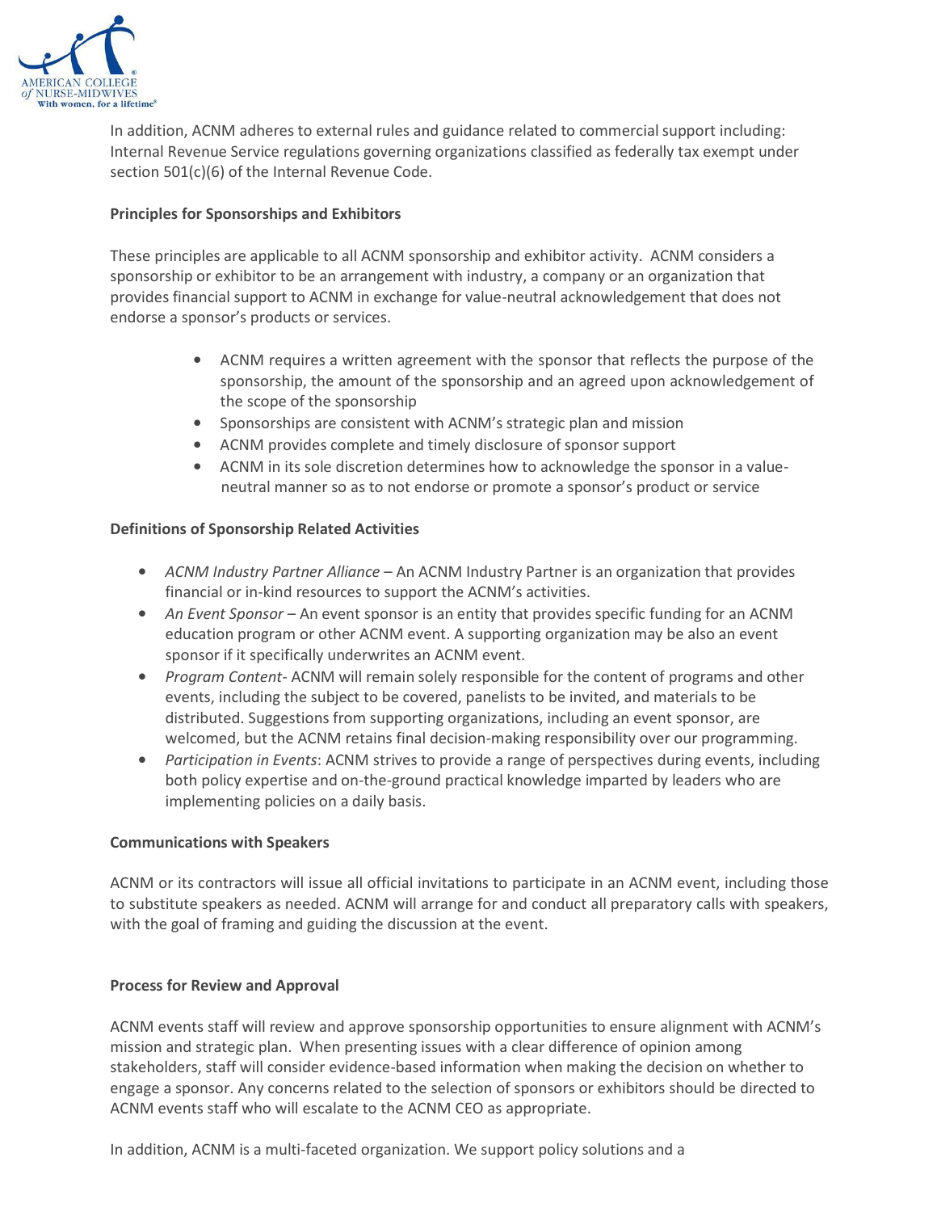In addition, ACNM adheres to external rules and guidance related to commercial support including: Internal Revenue Service regulations governing organizations classified as federally tax exempt under section 501(c)(6) of the Internal Revenue Code.

**Principles for Sponsorships and Exhibitors**

These principles are applicable to all ACNM sponsorship and exhibitor activity. ACNM considers a sponsorship or exhibitor to be an arrangement with industry, a company or an organization that provides financial support to ACNM in exchange for value-neutral acknowledgement that does not endorse a sponsor's products or services.

- ACNM requires a written agreement with the sponsor that reflects the purpose of the sponsorship, the amount of the sponsorship and an agreed upon acknowledgement of the scope of the sponsorship
- Sponsorships are consistent with ACNM's strategic plan and mission
- ACNM provides complete and timely disclosure of sponsor support
- ACNM in its sole discretion determines how to acknowledge the sponsor in a value-neutral manner so as to not endorse or promote a sponsor's product or service

**Definitions of Sponsorship Related Activities**

- *ACNM Industry Partner Alliance* – An ACNM Industry Partner is an organization that provides financial or in-kind resources to support the ACNM's activities.
- *An Event Sponsor* – An event sponsor is an entity that provides specific funding for an ACNM education program or other ACNM event. A supporting organization may be also an event sponsor if it specifically underwrites an ACNM event.
- *Program Content*- ACNM will remain solely responsible for the content of programs and other events, including the subject to be covered, panelists to be invited, and materials to be distributed. Suggestions from supporting organizations, including an event sponsor, are welcomed, but the ACNM retains final decision-making responsibility over our programming.
- *Participation in Events*: ACNM strives to provide a range of perspectives during events, including both policy expertise and on-the-ground practical knowledge imparted by leaders who are implementing policies on a daily basis.

**Communications with Speakers**

ACNM or its contractors will issue all official invitations to participate in an ACNM event, including those to substitute speakers as needed. ACNM will arrange for and conduct all preparatory calls with speakers, with the goal of framing and guiding the discussion at the event.

**Process for Review and Approval**

ACNM events staff will review and approve sponsorship opportunities to ensure alignment with ACNM's mission and strategic plan. When presenting issues with a clear difference of opinion among stakeholders, staff will consider evidence-based information when making the decision on whether to engage a sponsor. Any concerns related to the selection of sponsors or exhibitors should be directed to ACNM events staff who will escalate to the ACNM CEO as appropriate.

In addition, ACNM is a multi-faceted organization. We support policy solutions and a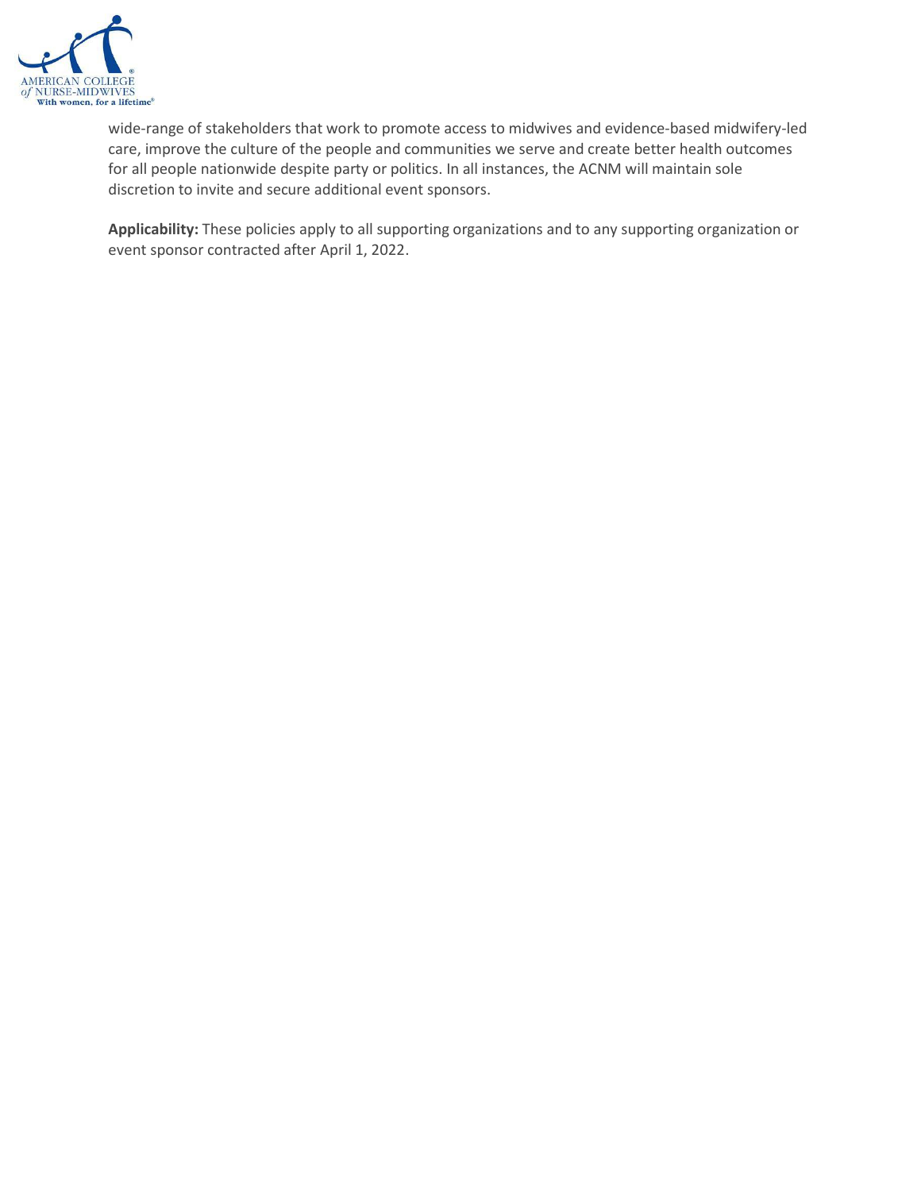wide-range of stakeholders that work to promote access to midwives and evidence-based midwifery-led care, improve the culture of the people and communities we serve and create better health outcomes for all people nationwide despite party or politics. In all instances, the ACNM will maintain sole discretion to invite and secure additional event sponsors.

**Applicability:** These policies apply to all supporting organizations and to any supporting organization or event sponsor contracted after April 1, 2022.